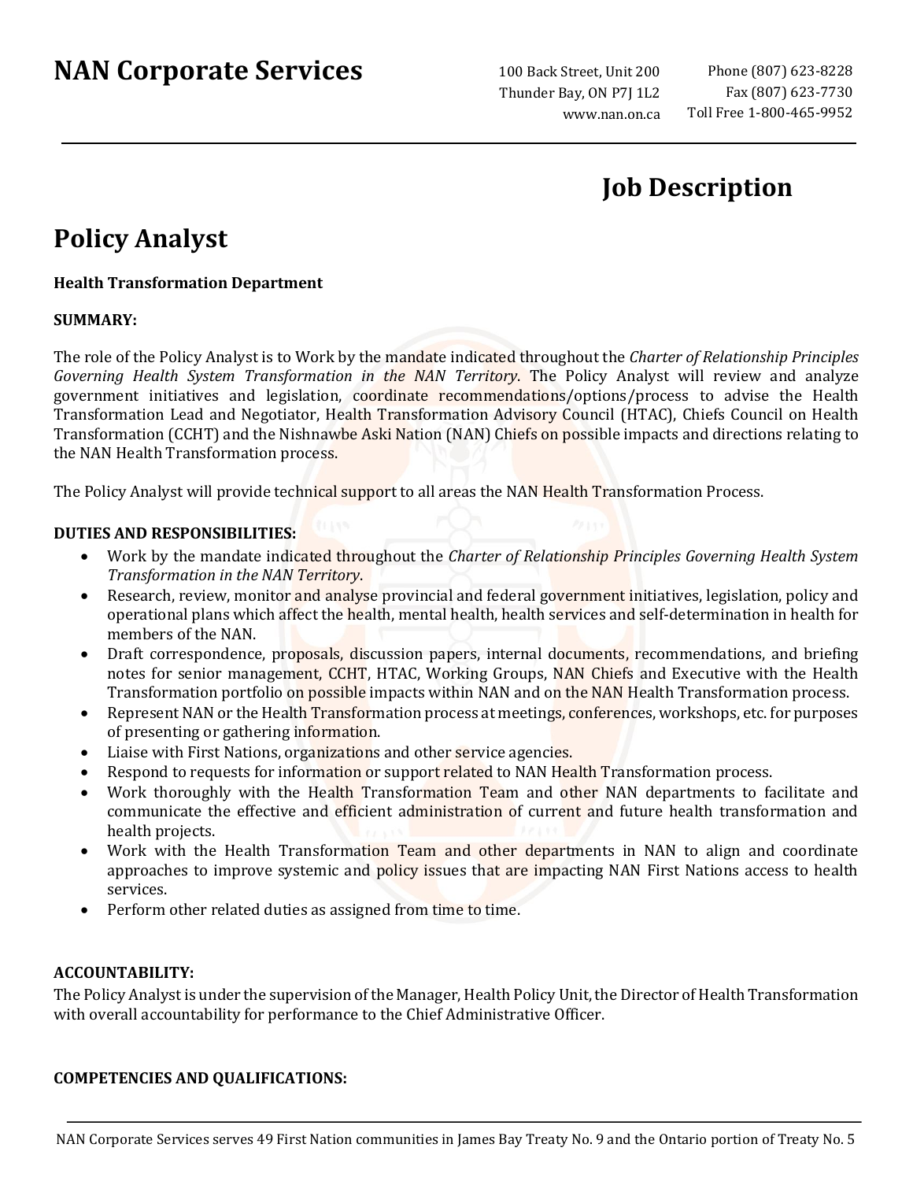# NAN Corporate Services

100 Back Street, Unit 200
Thunder Bay, ON P7J 1L2
www.nan.on.ca

Phone (807) 623-8228
Fax (807) 623-7730
Toll Free 1-800-465-9952

## Job Description

# Policy Analyst

**Health Transformation Department**

**SUMMARY:**

The role of the Policy Analyst is to Work by the mandate indicated throughout the *Charter of Relationship Principles Governing Health System Transformation in the NAN Territory*. The Policy Analyst will review and analyze government initiatives and legislation, coordinate recommendations/options/process to advise the Health Transformation Lead and Negotiator, Health Transformation Advisory Council (HTAC), Chiefs Council on Health Transformation (CCHT) and the Nishnawbe Aski Nation (NAN) Chiefs on possible impacts and directions relating to the NAN Health Transformation process.

The Policy Analyst will provide technical support to all areas the NAN Health Transformation Process.

**DUTIES AND RESPONSIBILITIES:**

- Work by the mandate indicated throughout the *Charter of Relationship Principles Governing Health System Transformation in the NAN Territory*.
- Research, review, monitor and analyse provincial and federal government initiatives, legislation, policy and operational plans which affect the health, mental health, health services and self-determination in health for members of the NAN.
- Draft correspondence, proposals, discussion papers, internal documents, recommendations, and briefing notes for senior management, CCHT, HTAC, Working Groups, NAN Chiefs and Executive with the Health Transformation portfolio on possible impacts within NAN and on the NAN Health Transformation process.
- Represent NAN or the Health Transformation process at meetings, conferences, workshops, etc. for purposes of presenting or gathering information.
- Liaise with First Nations, organizations and other service agencies.
- Respond to requests for information or support related to NAN Health Transformation process.
- Work thoroughly with the Health Transformation Team and other NAN departments to facilitate and communicate the effective and efficient administration of current and future health transformation and health projects.
- Work with the Health Transformation Team and other departments in NAN to align and coordinate approaches to improve systemic and policy issues that are impacting NAN First Nations access to health services.
- Perform other related duties as assigned from time to time.

**ACCOUNTABILITY:**

The Policy Analyst is under the supervision of the Manager, Health Policy Unit, the Director of Health Transformation with overall accountability for performance to the Chief Administrative Officer.

**COMPETENCIES AND QUALIFICATIONS:**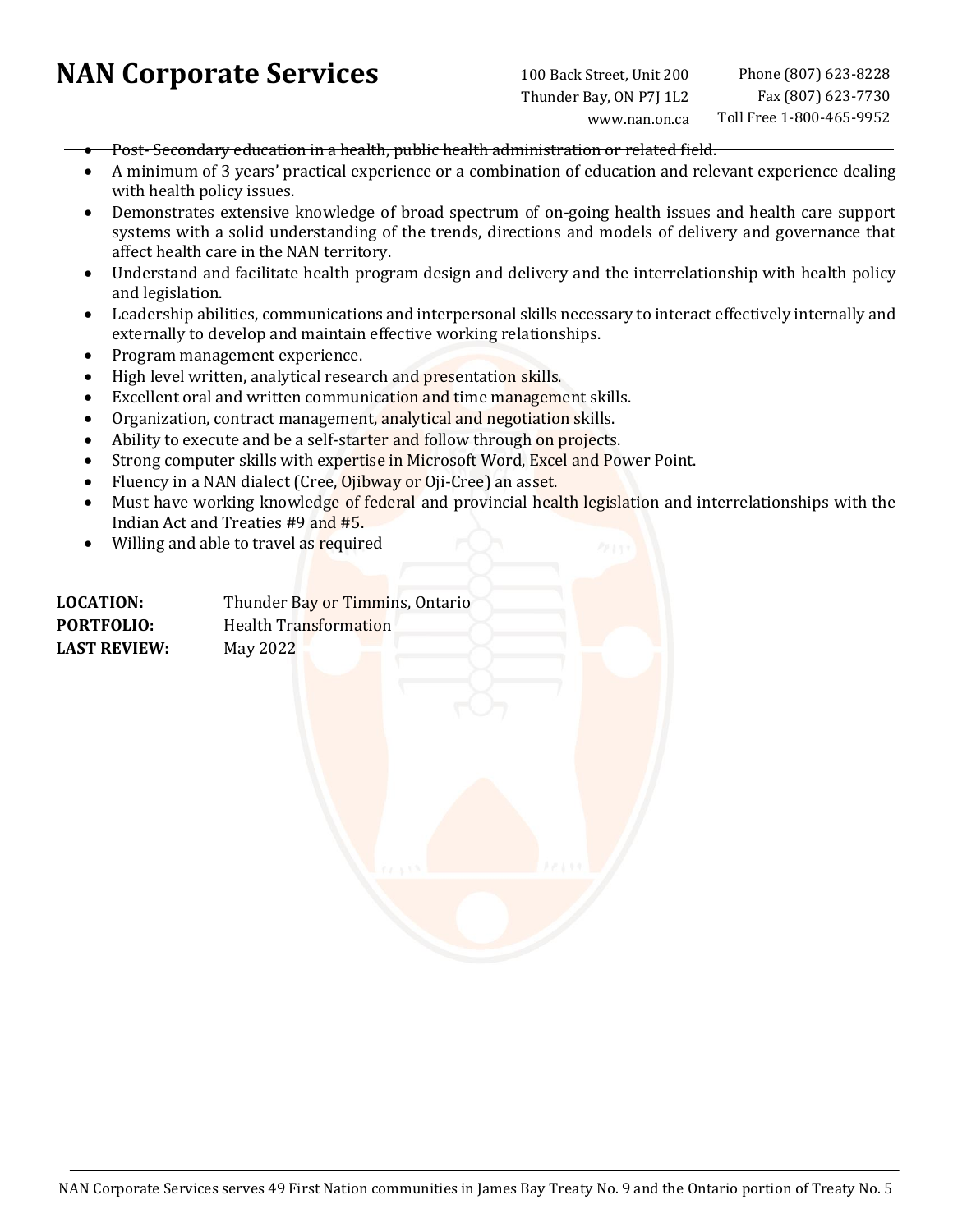- Post- Secondary education in a health, public health administration or related field.
- A minimum of 3 years' practical experience or a combination of education and relevant experience dealing with health policy issues.
- Demonstrates extensive knowledge of broad spectrum of on-going health issues and health care support systems with a solid understanding of the trends, directions and models of delivery and governance that affect health care in the NAN territory.
- Understand and facilitate health program design and delivery and the interrelationship with health policy and legislation.
- Leadership abilities, communications and interpersonal skills necessary to interact effectively internally and externally to develop and maintain effective working relationships.
- Program management experience.
- High level written, analytical research and presentation skills.
- Excellent oral and written communication and time management skills.
- Organization, contract management, analytical and negotiation skills.
- Ability to execute and be a self-starter and follow through on projects.
- Strong computer skills with expertise in Microsoft Word, Excel and Power Point.
- Fluency in a NAN dialect (Cree, Ojibway or Oji-Cree) an asset.
- Must have working knowledge of federal and provincial health legislation and interrelationships with the Indian Act and Treaties #9 and #5.
- Willing and able to travel as required

**LOCATION:** Thunder Bay or Timmins, Ontario
**PORTFOLIO:** Health Transformation
**LAST REVIEW:** May 2022